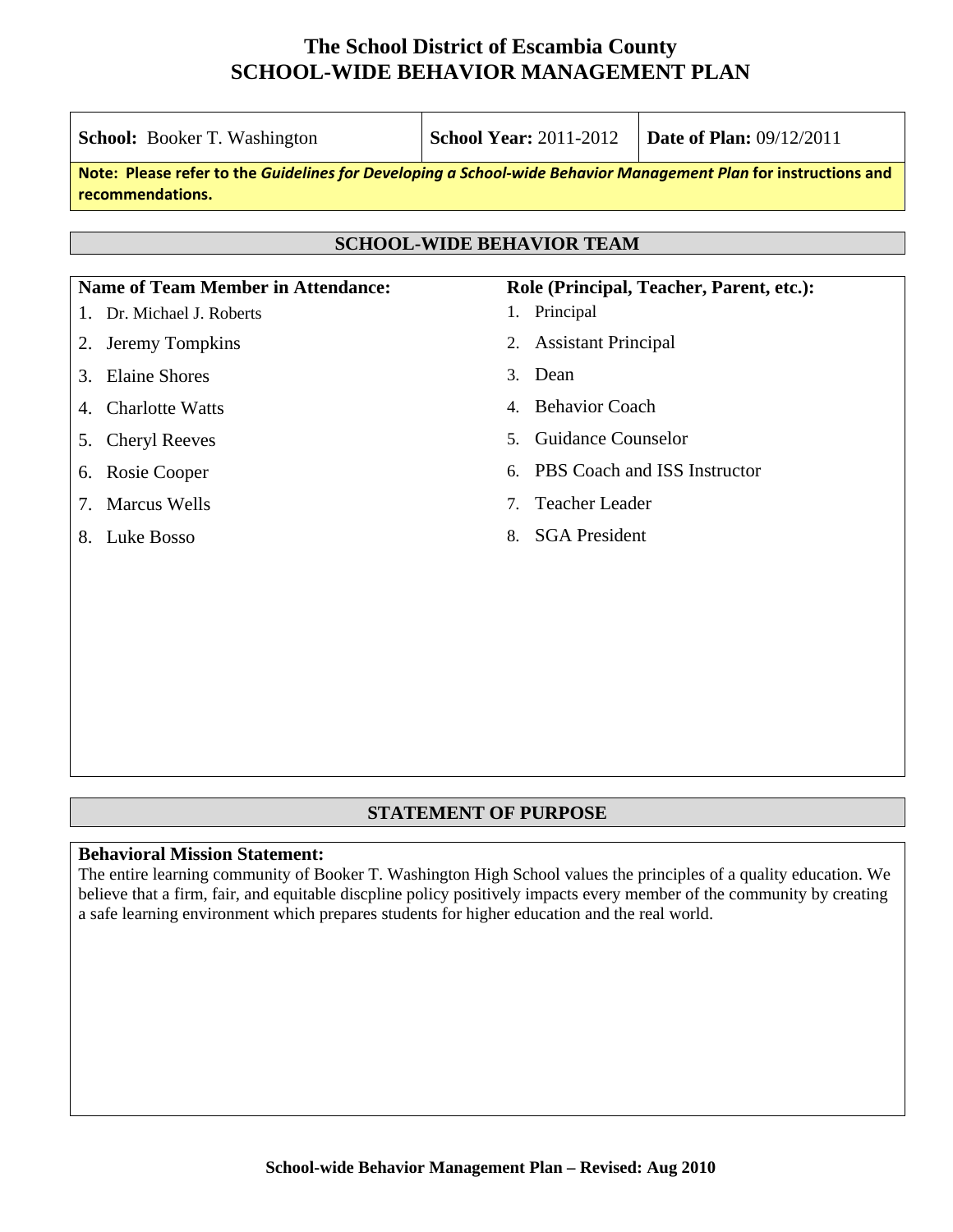# The School District of Escambia County
# SCHOOL-WIDE BEHAVIOR MANAGEMENT PLAN

| **School:** Booker T. Washington | **School Year:** 2011-2012 | **Date of Plan:** 09/12/2011 |
|---|---|---|

**Note: Please refer to the *Guidelines for Developing a School-wide Behavior Management Plan* for instructions and recommendations.**

## SCHOOL-WIDE BEHAVIOR TEAM

| Name of Team Member in Attendance: | Role (Principal, Teacher, Parent, etc.): |
|---|---|
| 1. Dr. Michael J. Roberts | 1. Principal |
| 2. Jeremy Tompkins | 2. Assistant Principal |
| 3. Elaine Shores | 3. Dean |
| 4. Charlotte Watts | 4. Behavior Coach |
| 5. Cheryl Reeves | 5. Guidance Counselor |
| 6. Rosie Cooper | 6. PBS Coach and ISS Instructor |
| 7. Marcus Wells | 7. Teacher Leader |
| 8. Luke Bosso | 8. SGA President |

## STATEMENT OF PURPOSE

**Behavioral Mission Statement:**
The entire learning community of Booker T. Washington High School values the principles of a quality education. We believe that a firm, fair, and equitable discpline policy positively impacts every member of the community by creating a safe learning environment which prepares students for higher education and the real world.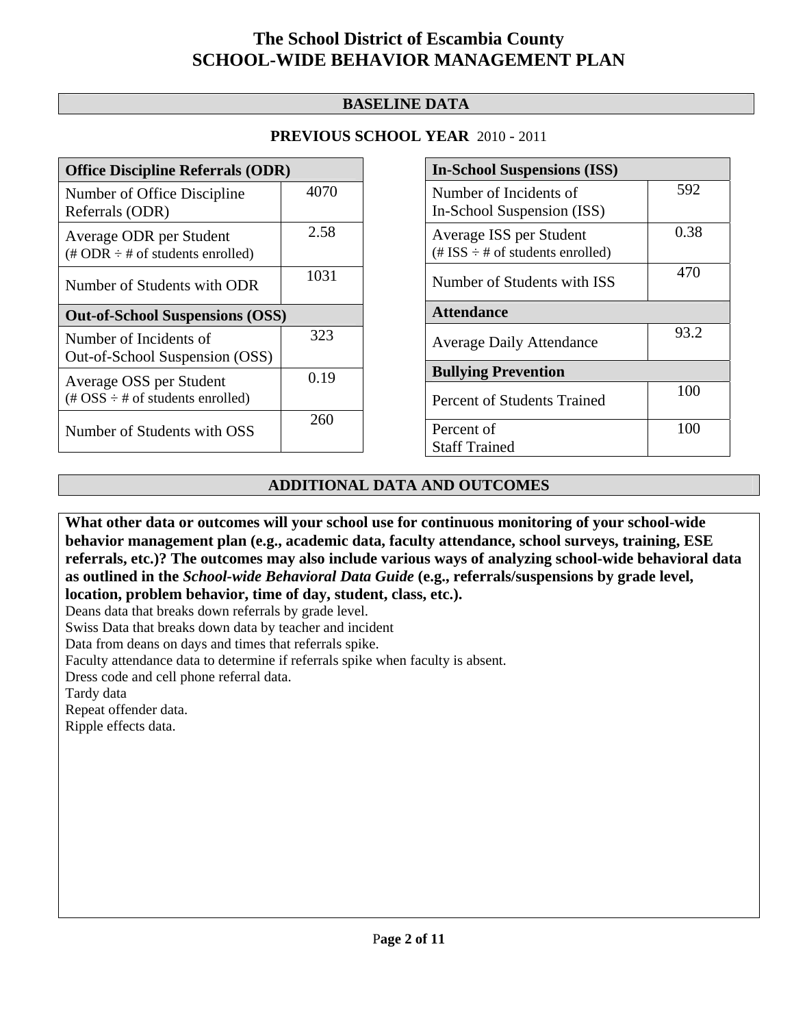# The School District of Escambia County
# SCHOOL-WIDE BEHAVIOR MANAGEMENT PLAN

## BASELINE DATA

**PREVIOUS SCHOOL YEAR** 2010 - 2011

| Office Discipline Referrals (ODR) | |
|---|---|
| Number of Office Discipline Referrals (ODR) | 4070 |
| Average ODR per Student (# ODR ÷ # of students enrolled) | 2.58 |
| Number of Students with ODR | 1031 |
| **Out-of-School Suspensions (OSS)** | |
| Number of Incidents of Out-of-School Suspension (OSS) | 323 |
| Average OSS per Student (# OSS ÷ # of students enrolled) | 0.19 |
| Number of Students with OSS | 260 |

| In-School Suspensions (ISS) | |
|---|---|
| Number of Incidents of In-School Suspension (ISS) | 592 |
| Average ISS per Student (# ISS ÷ # of students enrolled) | 0.38 |
| Number of Students with ISS | 470 |
| **Attendance** | |
| Average Daily Attendance | 93.2 |
| **Bullying Prevention** | |
| Percent of Students Trained | 100 |
| Percent of Staff Trained | 100 |

## ADDITIONAL DATA AND OUTCOMES

**What other data or outcomes will your school use for continuous monitoring of your school-wide behavior management plan (e.g., academic data, faculty attendance, school surveys, training, ESE referrals, etc.)? The outcomes may also include various ways of analyzing school-wide behavioral data as outlined in the *School-wide Behavioral Data Guide* (e.g., referrals/suspensions by grade level, location, problem behavior, time of day, student, class, etc.).**

Deans data that breaks down referrals by grade level.
Swiss Data that breaks down data by teacher and incident
Data from deans on days and times that referrals spike.
Faculty attendance data to determine if referrals spike when faculty is absent.
Dress code and cell phone referral data.
Tardy data
Repeat offender data.
Ripple effects data.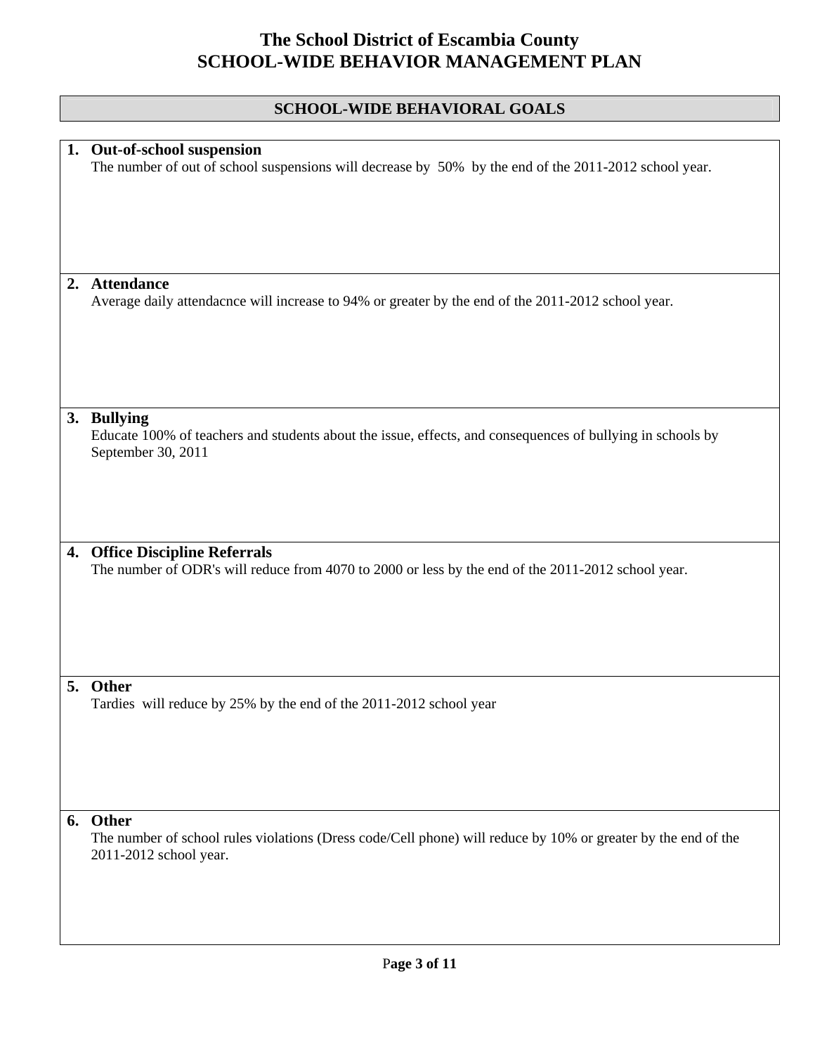# The School District of Escambia County
# SCHOOL-WIDE BEHAVIOR MANAGEMENT PLAN

## SCHOOL-WIDE BEHAVIORAL GOALS

1. **Out-of-school suspension**
   The number of out of school suspensions will decrease by 50% by the end of the 2011-2012 school year.

2. **Attendance**
   Average daily attendacnce will increase to 94% or greater by the end of the 2011-2012 school year.

3. **Bullying**
   Educate 100% of teachers and students about the issue, effects, and consequences of bullying in schools by September 30, 2011

4. **Office Discipline Referrals**
   The number of ODR's will reduce from 4070 to 2000 or less by the end of the 2011-2012 school year.

5. **Other**
   Tardies will reduce by 25% by the end of the 2011-2012 school year

6. **Other**
   The number of school rules violations (Dress code/Cell phone) will reduce by 10% or greater by the end of the 2011-2012 school year.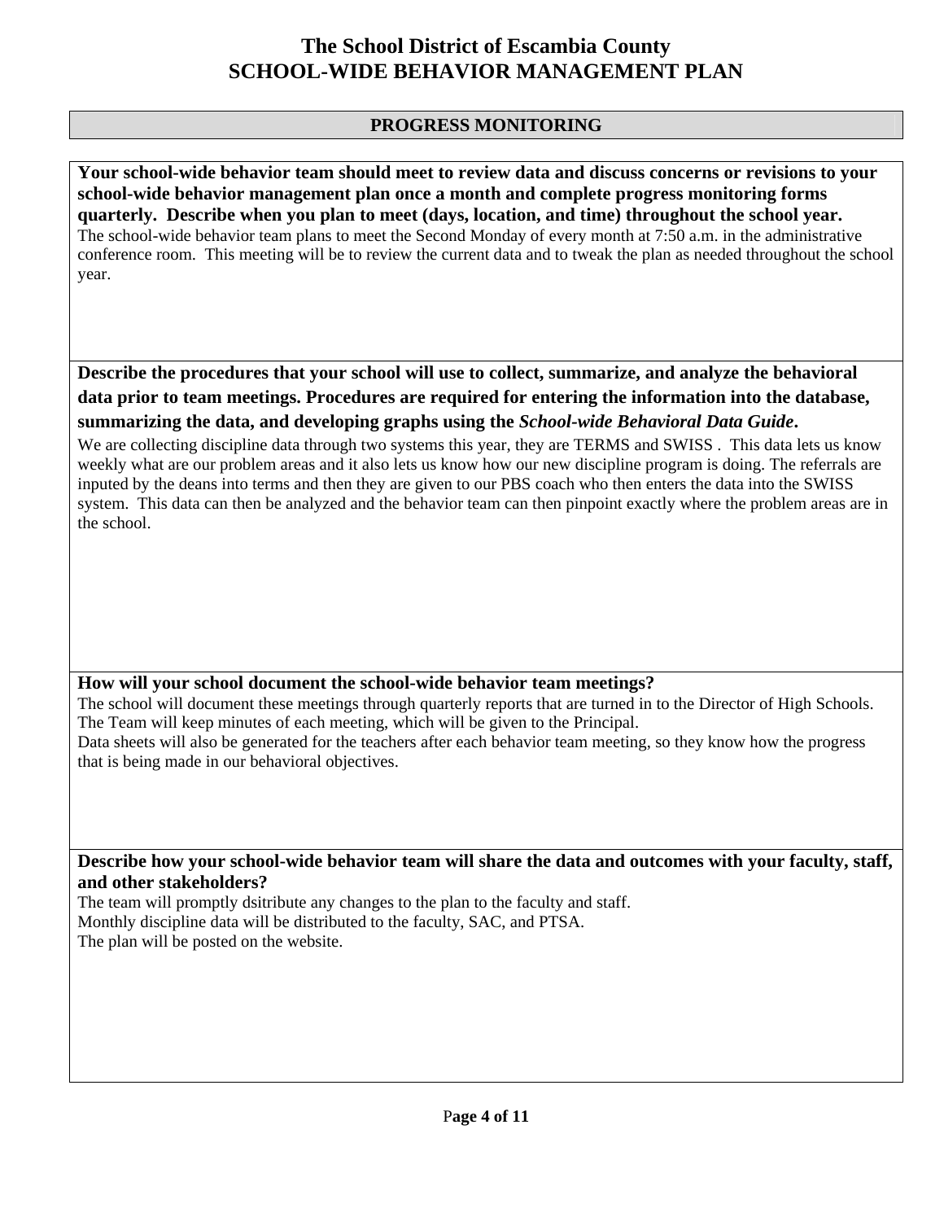# The School District of Escambia County
# SCHOOL-WIDE BEHAVIOR MANAGEMENT PLAN

## PROGRESS MONITORING

**Your school-wide behavior team should meet to review data and discuss concerns or revisions to your school-wide behavior management plan once a month and complete progress monitoring forms quarterly. Describe when you plan to meet (days, location, and time) throughout the school year.**

The school-wide behavior team plans to meet the Second Monday of every month at 7:50 a.m. in the administrative conference room. This meeting will be to review the current data and to tweak the plan as needed throughout the school year.

**Describe the procedures that your school will use to collect, summarize, and analyze the behavioral data prior to team meetings. Procedures are required for entering the information into the database, summarizing the data, and developing graphs using the *School-wide Behavioral Data Guide*.**

We are collecting discipline data through two systems this year, they are TERMS and SWISS . This data lets us know weekly what are our problem areas and it also lets us know how our new discipline program is doing. The referrals are inputed by the deans into terms and then they are given to our PBS coach who then enters the data into the SWISS system. This data can then be analyzed and the behavior team can then pinpoint exactly where the problem areas are in the school.

**How will your school document the school-wide behavior team meetings?**

The school will document these meetings through quarterly reports that are turned in to the Director of High Schools.
The Team will keep minutes of each meeting, which will be given to the Principal.
Data sheets will also be generated for the teachers after each behavior team meeting, so they know how the progress that is being made in our behavioral objectives.

**Describe how your school-wide behavior team will share the data and outcomes with your faculty, staff, and other stakeholders?**

The team will promptly dsitribute any changes to the plan to the faculty and staff.
Monthly discipline data will be distributed to the faculty, SAC, and PTSA.
The plan will be posted on the website.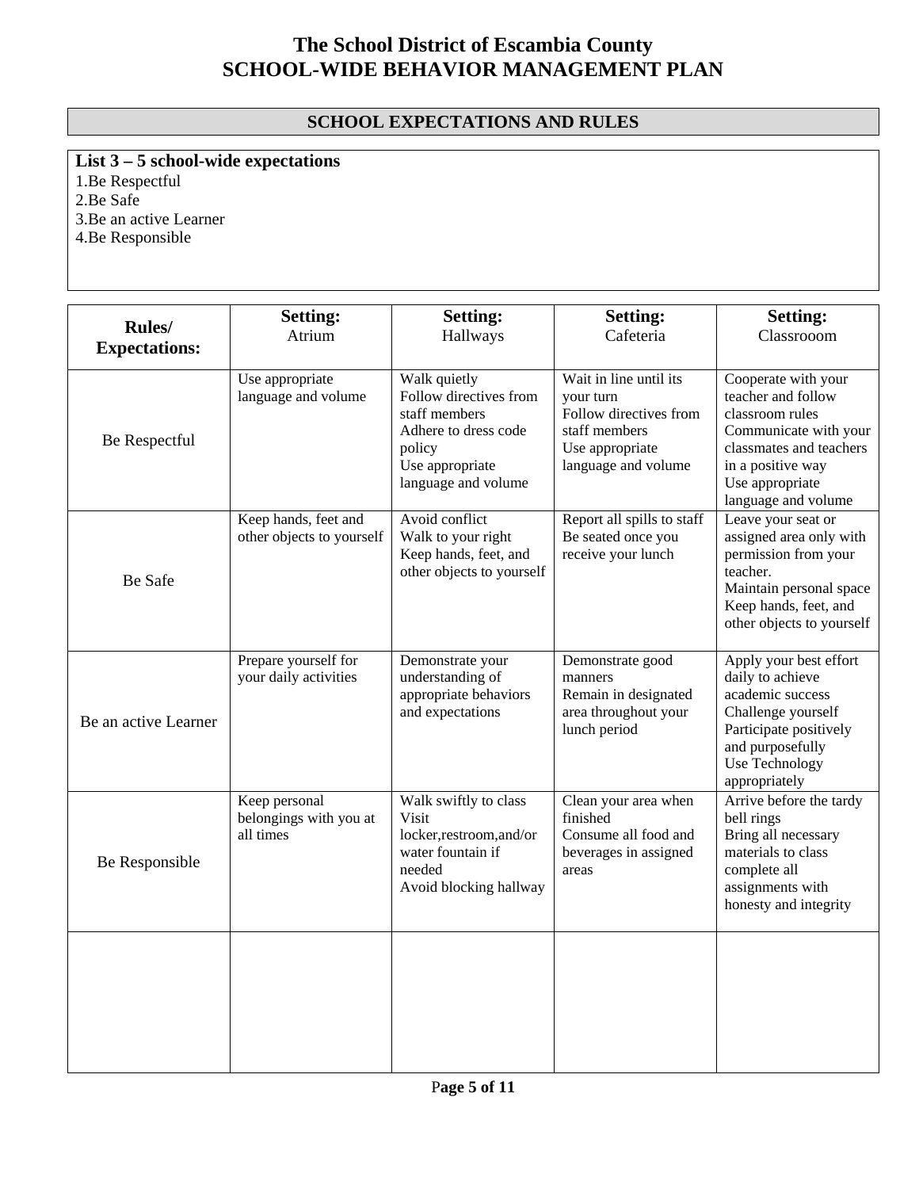# The School District of Escambia County
# SCHOOL-WIDE BEHAVIOR MANAGEMENT PLAN

## SCHOOL EXPECTATIONS AND RULES

**List 3 – 5 school-wide expectations**

1. Be Respectful
2. Be Safe
3. Be an active Learner
4. Be Responsible

| Rules/ Expectations: | Setting: Atrium | Setting: Hallways | Setting: Cafeteria | Setting: Classrooom |
|---|---|---|---|---|
| Be Respectful | Use appropriate language and volume | Walk quietly<br>Follow directives from staff members<br>Adhere to dress code policy<br>Use appropriate language and volume | Wait in line until its your turn<br>Follow directives from staff members<br>Use appropriate language and volume | Cooperate with your teacher and follow classroom rules<br>Communicate with your classmates and teachers in a positive way<br>Use appropriate language and volume |
| Be Safe | Keep hands, feet and other objects to yourself | Avoid conflict<br>Walk to your right<br>Keep hands, feet, and other objects to yourself | Report all spills to staff<br>Be seated once you receive your lunch | Leave your seat or assigned area only with permission from your teacher.<br>Maintain personal space<br>Keep hands, feet, and other objects to yourself |
| Be an active Learner | Prepare yourself for your daily activities | Demonstrate your understanding of appropriate behaviors and expectations | Demonstrate good manners<br>Remain in designated area throughout your lunch period | Apply your best effort daily to achieve academic success<br>Challenge yourself<br>Participate positively and purposefully<br>Use Technology appropriately |
| Be Responsible | Keep personal belongings with you at all times | Walk swiftly to class<br>Visit locker,restroom,and/or water fountain if needed<br>Avoid blocking hallway | Clean your area when finished<br>Consume all food and beverages in assigned areas | Arrive before the tardy bell rings<br>Bring all necessary materials to class<br>complete all assignments with honesty and integrity |
| | | | | |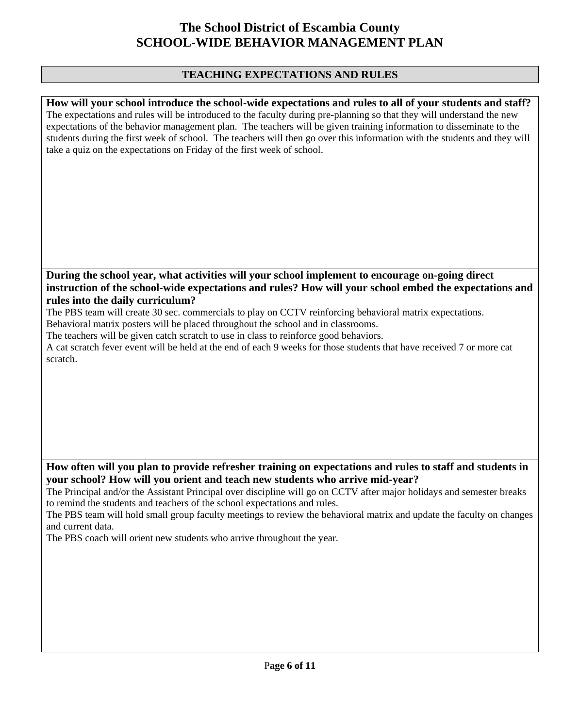# The School District of Escambia County
# SCHOOL-WIDE BEHAVIOR MANAGEMENT PLAN

## TEACHING EXPECTATIONS AND RULES

**How will your school introduce the school-wide expectations and rules to all of your students and staff?**

The expectations and rules will be introduced to the faculty during pre-planning so that they will understand the new expectations of the behavior management plan. The teachers will be given training information to disseminate to the students during the first week of school. The teachers will then go over this information with the students and they will take a quiz on the expectations on Friday of the first week of school.

**During the school year, what activities will your school implement to encourage on-going direct instruction of the school-wide expectations and rules? How will your school embed the expectations and rules into the daily curriculum?**

The PBS team will create 30 sec. commercials to play on CCTV reinforcing behavioral matrix expectations.
Behavioral matrix posters will be placed throughout the school and in classrooms.
The teachers will be given catch scratch to use in class to reinforce good behaviors.
A cat scratch fever event will be held at the end of each 9 weeks for those students that have received 7 or more cat scratch.

**How often will you plan to provide refresher training on expectations and rules to staff and students in your school? How will you orient and teach new students who arrive mid-year?**

The Principal and/or the Assistant Principal over discipline will go on CCTV after major holidays and semester breaks to remind the students and teachers of the school expectations and rules.
The PBS team will hold small group faculty meetings to review the behavioral matrix and update the faculty on changes and current data.
The PBS coach will orient new students who arrive throughout the year.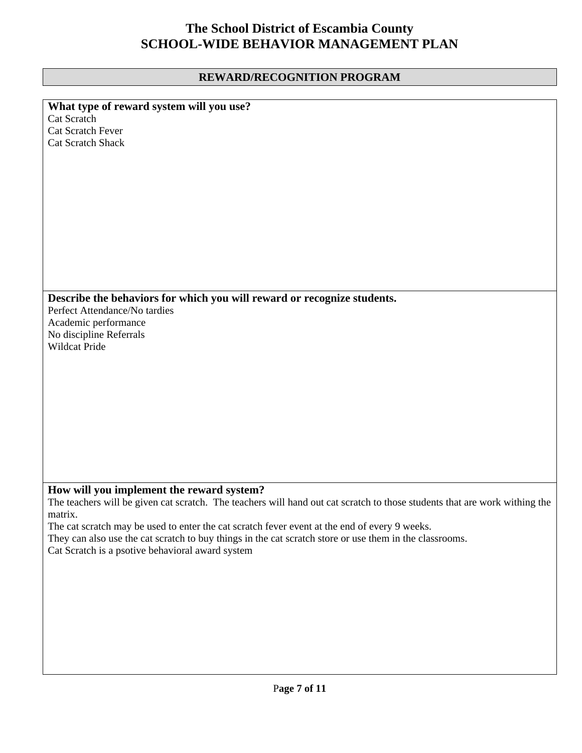# The School District of Escambia County
# SCHOOL-WIDE BEHAVIOR MANAGEMENT PLAN

## REWARD/RECOGNITION PROGRAM

**What type of reward system will you use?**

Cat Scratch
Cat Scratch Fever
Cat Scratch Shack

**Describe the behaviors for which you will reward or recognize students.**

Perfect Attendance/No tardies
Academic performance
No discipline Referrals
Wildcat Pride

**How will you implement the reward system?**

The teachers will be given cat scratch. The teachers will hand out cat scratch to those students that are work withing the matrix.
The cat scratch may be used to enter the cat scratch fever event at the end of every 9 weeks.
They can also use the cat scratch to buy things in the cat scratch store or use them in the classrooms.
Cat Scratch is a psotive behavioral award system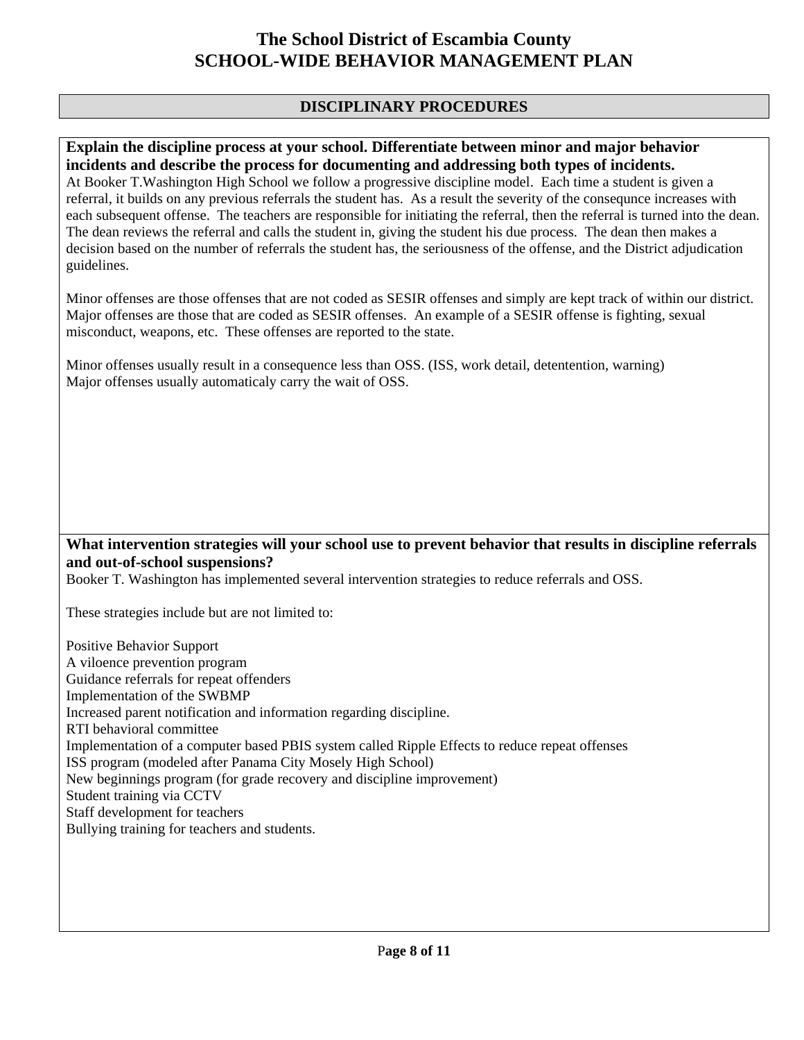# The School District of Escambia County
# SCHOOL-WIDE BEHAVIOR MANAGEMENT PLAN

## DISCIPLINARY PROCEDURES

**Explain the discipline process at your school. Differentiate between minor and major behavior incidents and describe the process for documenting and addressing both types of incidents.**

At Booker T.Washington High School we follow a progressive discipline model. Each time a student is given a referral, it builds on any previous referrals the student has. As a result the severity of the consequnce increases with each subsequent offense. The teachers are responsible for initiating the referral, then the referral is turned into the dean. The dean reviews the referral and calls the student in, giving the student his due process. The dean then makes a decision based on the number of referrals the student has, the seriousness of the offense, and the District adjudication guidelines.

Minor offenses are those offenses that are not coded as SESIR offenses and simply are kept track of within our district. Major offenses are those that are coded as SESIR offenses. An example of a SESIR offense is fighting, sexual misconduct, weapons, etc. These offenses are reported to the state.

Minor offenses usually result in a consequence less than OSS. (ISS, work detail, detentention, warning)
Major offenses usually automaticaly carry the wait of OSS.

**What intervention strategies will your school use to prevent behavior that results in discipline referrals and out-of-school suspensions?**

Booker T. Washington has implemented several intervention strategies to reduce referrals and OSS.

These strategies include but are not limited to:

Positive Behavior Support
A viloence prevention program
Guidance referrals for repeat offenders
Implementation of the SWBMP
Increased parent notification and information regarding discipline.
RTI behavioral committee
Implementation of a computer based PBIS system called Ripple Effects to reduce repeat offenses
ISS program (modeled after Panama City Mosely High School)
New beginnings program (for grade recovery and discipline improvement)
Student training via CCTV
Staff development for teachers
Bullying training for teachers and students.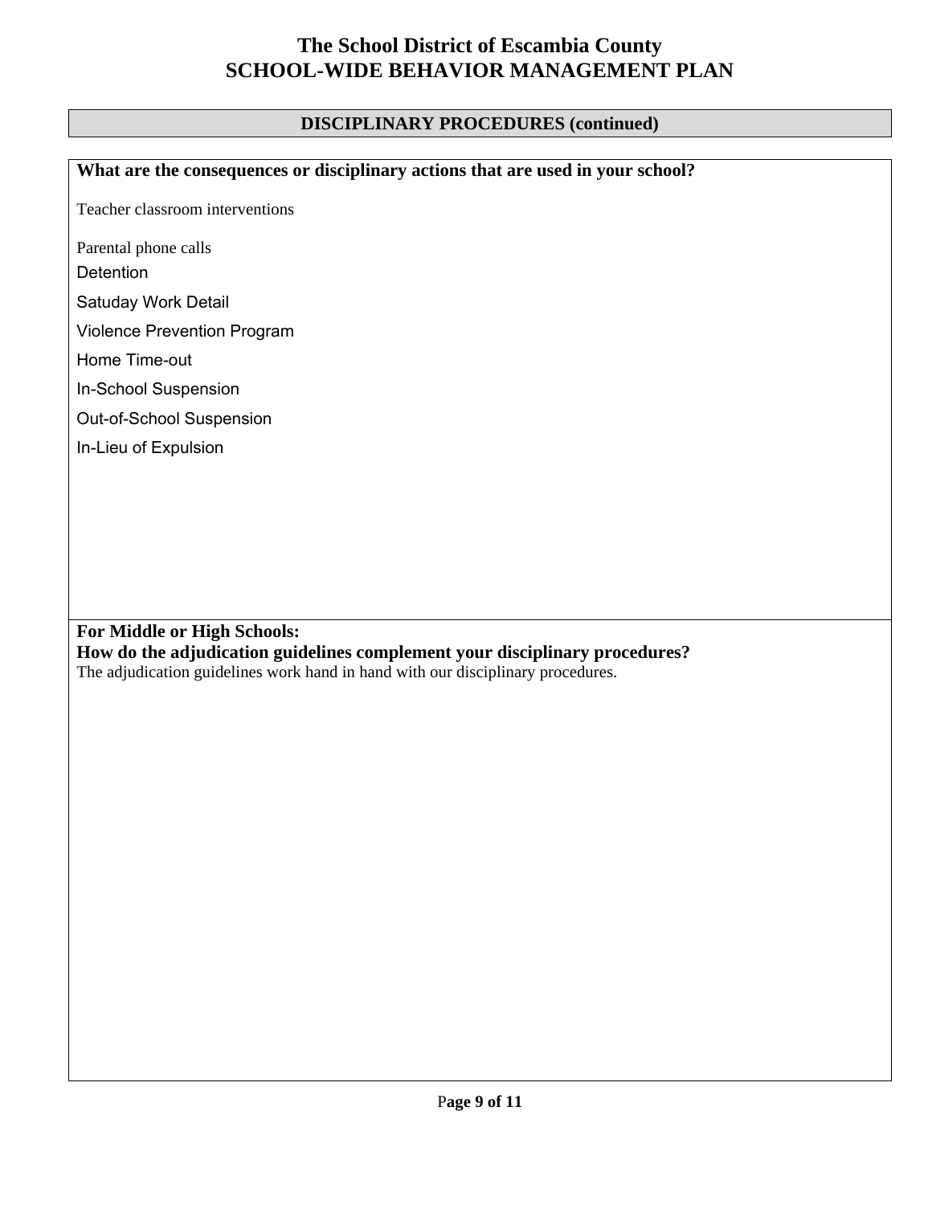# The School District of Escambia County
# SCHOOL-WIDE BEHAVIOR MANAGEMENT PLAN

## DISCIPLINARY PROCEDURES (continued)

**What are the consequences or disciplinary actions that are used in your school?**

Teacher classroom interventions

Parental phone calls

Detention

Satuday Work Detail

Violence Prevention Program

Home Time-out

In-School Suspension

Out-of-School Suspension

In-Lieu of Expulsion

**For Middle or High Schools:**
**How do the adjudication guidelines complement your disciplinary procedures?**

The adjudication guidelines work hand in hand with our disciplinary procedures.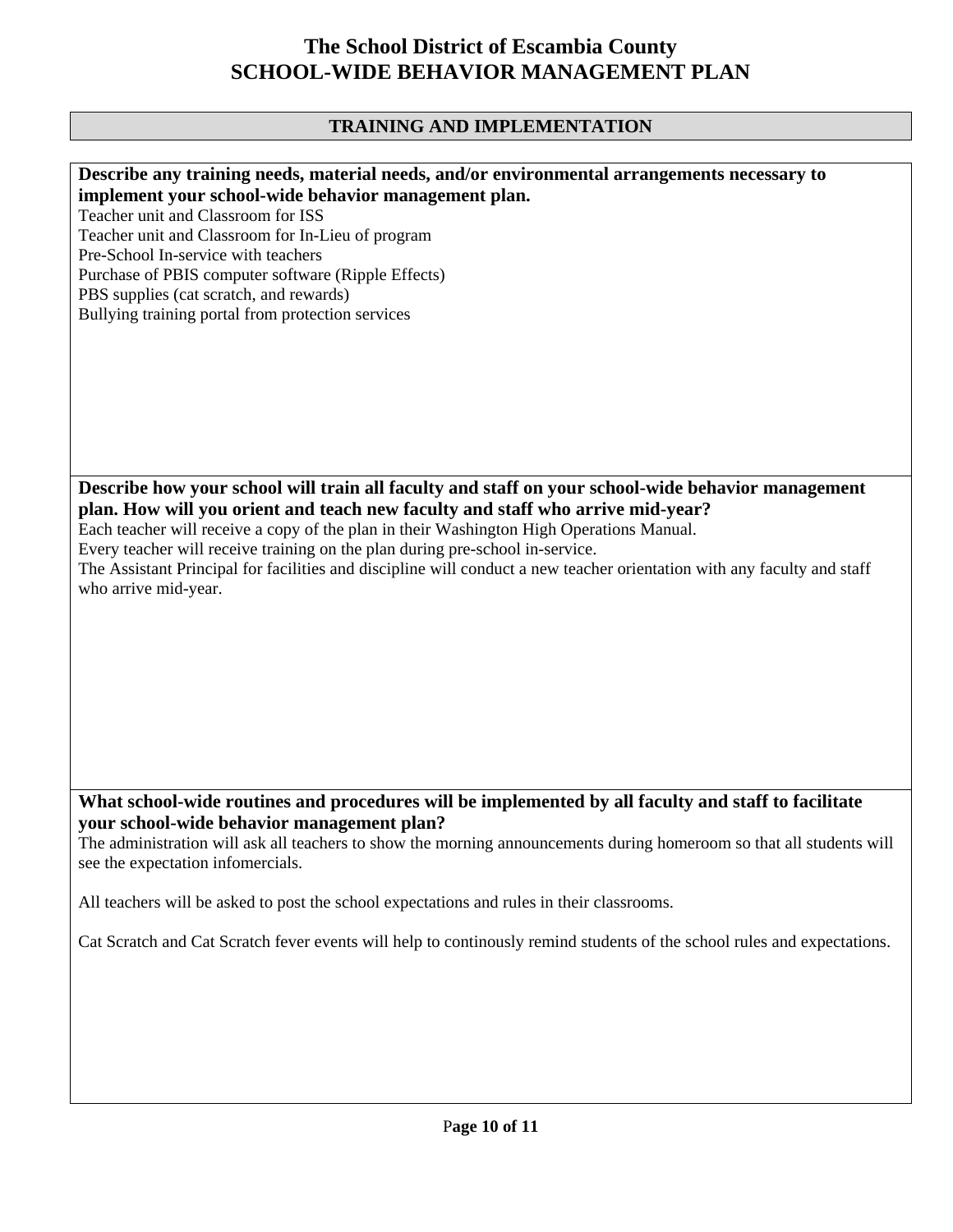# The School District of Escambia County
# SCHOOL-WIDE BEHAVIOR MANAGEMENT PLAN

## TRAINING AND IMPLEMENTATION

**Describe any training needs, material needs, and/or environmental arrangements necessary to implement your school-wide behavior management plan.**

Teacher unit and Classroom for ISS
Teacher unit and Classroom for In-Lieu of program
Pre-School In-service with teachers
Purchase of PBIS computer software (Ripple Effects)
PBS supplies (cat scratch, and rewards)
Bullying training portal from protection services

**Describe how your school will train all faculty and staff on your school-wide behavior management plan. How will you orient and teach new faculty and staff who arrive mid-year?**

Each teacher will receive a copy of the plan in their Washington High Operations Manual.
Every teacher will receive training on the plan during pre-school in-service.
The Assistant Principal for facilities and discipline will conduct a new teacher orientation with any faculty and staff who arrive mid-year.

**What school-wide routines and procedures will be implemented by all faculty and staff to facilitate your school-wide behavior management plan?**

The administration will ask all teachers to show the morning announcements during homeroom so that all students will see the expectation infomercials.

All teachers will be asked to post the school expectations and rules in their classrooms.

Cat Scratch and Cat Scratch fever events will help to continously remind students of the school rules and expectations.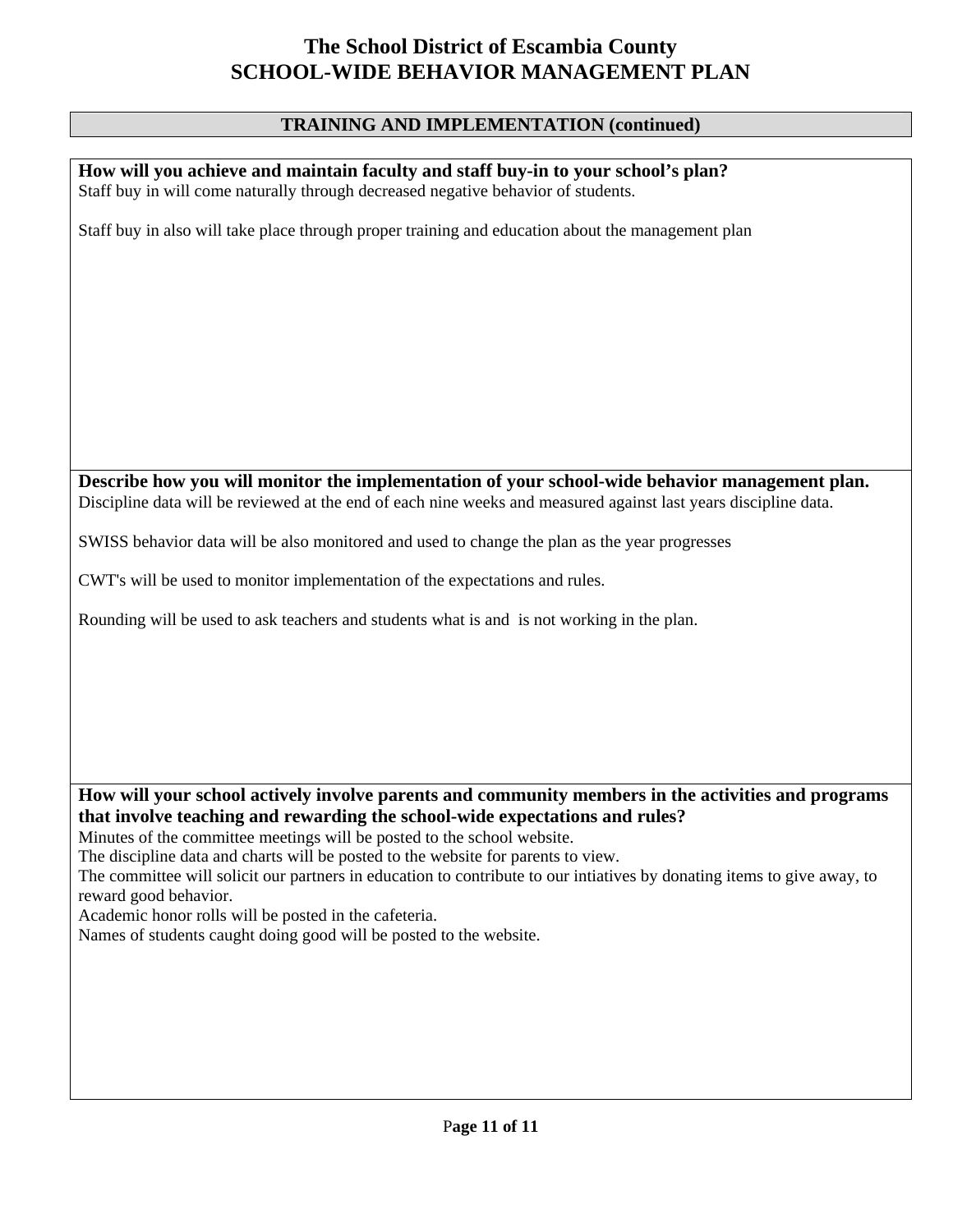# The School District of Escambia County
# SCHOOL-WIDE BEHAVIOR MANAGEMENT PLAN

## TRAINING AND IMPLEMENTATION (continued)

**How will you achieve and maintain faculty and staff buy-in to your school's plan?**

Staff buy in will come naturally through decreased negative behavior of students.

Staff buy in also will take place through proper training and education about the management plan

**Describe how you will monitor the implementation of your school-wide behavior management plan.**

Discipline data will be reviewed at the end of each nine weeks and measured against last years discipline data.

SWISS behavior data will be also monitored and used to change the plan as the year progresses

CWT's will be used to monitor implementation of the expectations and rules.

Rounding will be used to ask teachers and students what is and is not working in the plan.

**How will your school actively involve parents and community members in the activities and programs that involve teaching and rewarding the school-wide expectations and rules?**

Minutes of the committee meetings will be posted to the school website.
The discipline data and charts will be posted to the website for parents to view.
The committee will solicit our partners in education to contribute to our intiatives by donating items to give away, to reward good behavior.
Academic honor rolls will be posted in the cafeteria.
Names of students caught doing good will be posted to the website.